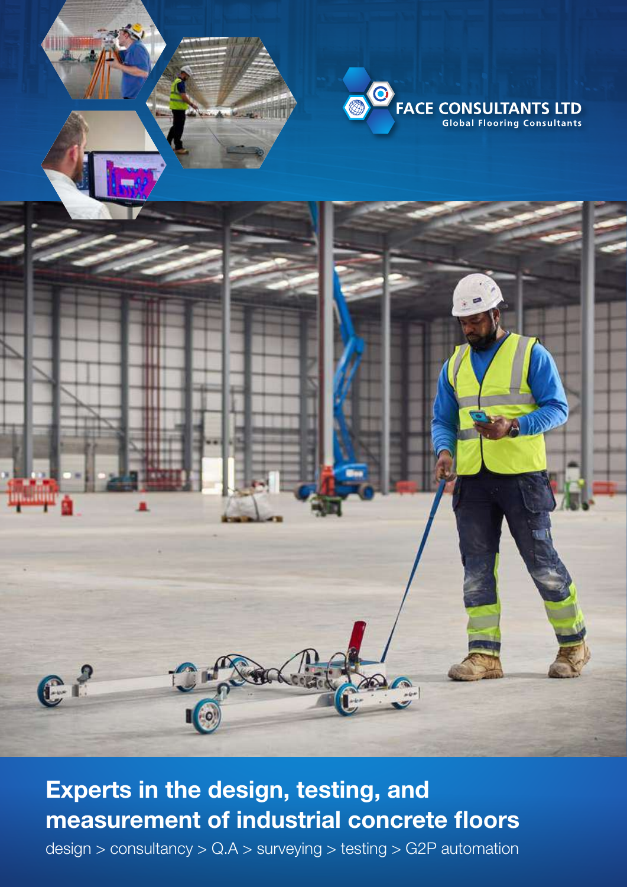FACE CONSULTANTS LTD
Global Flooring Consultants

# Experts in the design, testing, and measurement of industrial concrete floors

design > consultancy > Q.A > surveying > testing > G2P automation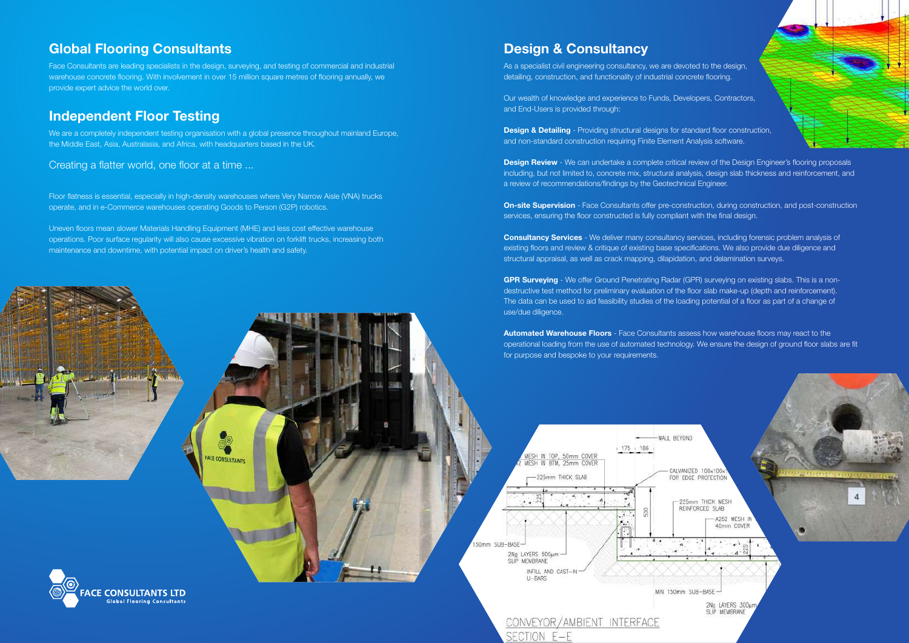## Global Flooring Consultants

Face Consultants are leading specialists in the design, surveying, and testing of commercial and industrial warehouse concrete flooring. With involvement in over 15 million square metres of flooring annually, we provide expert advice the world over.

## Independent Floor Testing

We are a completely independent testing organisation with a global presence throughout mainland Europe, the Middle East, Asia, Australasia, and Africa, with headquarters based in the UK.

Creating a flatter world, one floor at a time ...

Floor flatness is essential, especially in high-density warehouses where Very Narrow Aisle (VNA) trucks operate, and in e-Commerce warehouses operating Goods to Person (G2P) robotics.

Uneven floors mean slower Materials Handling Equipment (MHE) and less cost effective warehouse operations. Poor surface regularity will also cause excessive vibration on forklift trucks, increasing both maintenance and downtime, with potential impact on driver's health and safety.

## Design & Consultancy

As a specialist civil engineering consultancy, we are devoted to the design, detailing, construction, and functionality of industrial concrete flooring.

Our wealth of knowledge and experience to Funds, Developers, Contractors, and End-Users is provided through:

**Design & Detailing** - Providing structural designs for standard floor construction, and non-standard construction requiring Finite Element Analysis software.

**Design Review** - We can undertake a complete critical review of the Design Engineer's flooring proposals including, but not limited to, concrete mix, structural analysis, design slab thickness and reinforcement, and a review of recommendations/findings by the Geotechnical Engineer.

**On-site Supervision** - Face Consultants offer pre-construction, during construction, and post-construction services, ensuring the floor constructed is fully compliant with the final design.

**Consultancy Services** - We deliver many consultancy services, including forensic problem analysis of existing floors and review & critique of existing base specifications. We also provide due diligence and structural appraisal, as well as crack mapping, dilapidation, and delamination surveys.

**GPR Surveying** - We offer Ground Penetrating Radar (GPR) surveying on existing slabs. This is a non-destructive test method for preliminary evaluation of the floor slab make-up (depth and reinforcement). The data can be used to aid feasibility studies of the loading potential of a floor as part of a change of use/due diligence.

**Automated Warehouse Floors** - Face Consultants assess how warehouse floors may react to the operational loading from the use of automated technology. We ensure the design of ground floor slabs are fit for purpose and bespoke to your requirements.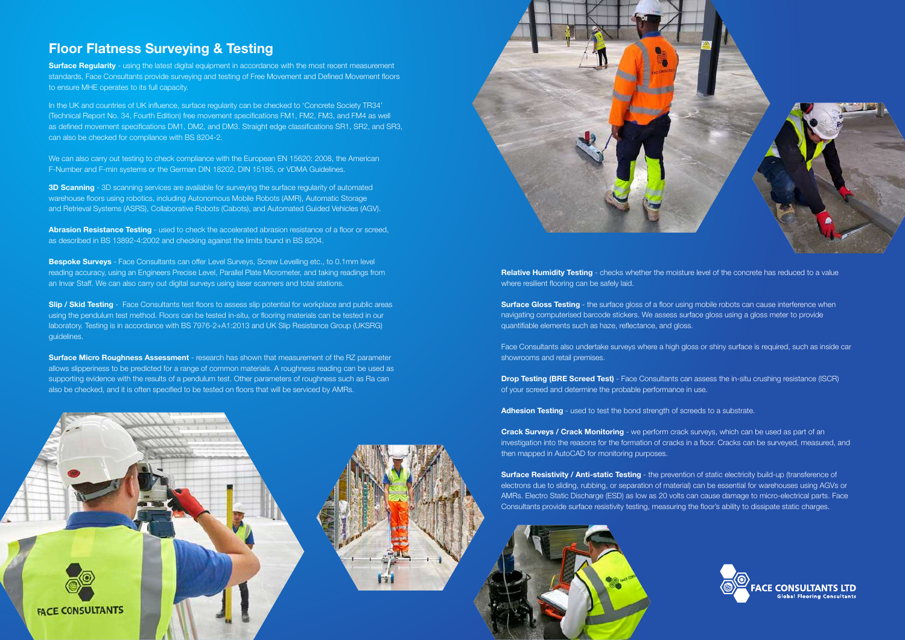# Floor Flatness Surveying & Testing

**Surface Regularity** - using the latest digital equipment in accordance with the most recent measurement standards, Face Consultants provide surveying and testing of Free Movement and Defined Movement floors to ensure MHE operates to its full capacity.

In the UK and countries of UK influence, surface regularity can be checked to 'Concrete Society TR34' (Technical Report No. 34, Fourth Edition) free movement specifications FM1, FM2, FM3, and FM4 as well as defined movement specifications DM1, DM2, and DM3. Straight edge classifications SR1, SR2, and SR3, can also be checked for compliance with BS 8204-2.

We can also carry out testing to check compliance with the European EN 15620: 2008, the American F-Number and F-min systems or the German DIN 18202, DIN 15185, or VDMA Guidelines.

**3D Scanning** - 3D scanning services are available for surveying the surface regularity of automated warehouse floors using robotics, including Autonomous Mobile Robots (AMR), Automatic Storage and Retrieval Systems (ASRS), Collaborative Robots (Cabots), and Automated Guided Vehicles (AGV).

**Abrasion Resistance Testing** - used to check the accelerated abrasion resistance of a floor or screed, as described in BS 13892-4:2002 and checking against the limits found in BS 8204.

**Bespoke Surveys** - Face Consultants can offer Level Surveys, Screw Levelling etc., to 0.1mm level reading accuracy, using an Engineers Precise Level, Parallel Plate Micrometer, and taking readings from an Invar Staff. We can also carry out digital surveys using laser scanners and total stations.

**Slip / Skid Testing** - Face Consultants test floors to assess slip potential for workplace and public areas using the pendulum test method. Floors can be tested in-situ, or flooring materials can be tested in our laboratory. Testing is in accordance with BS 7976-2+A1:2013 and UK Slip Resistance Group (UKSRG) guidelines.

**Surface Micro Roughness Assessment** - research has shown that measurement of the RZ parameter allows slipperiness to be predicted for a range of common materials. A roughness reading can be used as supporting evidence with the results of a pendulum test. Other parameters of roughness such as Ra can also be checked, and it is often specified to be tested on floors that will be serviced by AMRs.

**Relative Humidity Testing** - checks whether the moisture level of the concrete has reduced to a value where resilient flooring can be safely laid.

**Surface Gloss Testing** - the surface gloss of a floor using mobile robots can cause interference when navigating computerised barcode stickers. We assess surface gloss using a gloss meter to provide quantifiable elements such as haze, reflectance, and gloss.

Face Consultants also undertake surveys where a high gloss or shiny surface is required, such as inside car showrooms and retail premises.

**Drop Testing (BRE Screed Test)** - Face Consultants can assess the in-situ crushing resistance (ISCR) of your screed and determine the probable performance in use.

**Adhesion Testing** - used to test the bond strength of screeds to a substrate.

**Crack Surveys / Crack Monitoring** - we perform crack surveys, which can be used as part of an investigation into the reasons for the formation of cracks in a floor. Cracks can be surveyed, measured, and then mapped in AutoCAD for monitoring purposes.

**Surface Resistivity / Anti-static Testing** - the prevention of static electricity build-up (transference of electrons due to sliding, rubbing, or separation of material) can be essential for warehouses using AGVs or AMRs. Electro Static Discharge (ESD) as low as 20 volts can cause damage to micro-electrical parts. Face Consultants provide surface resistivity testing, measuring the floor's ability to dissipate static charges.

FACE CONSULTANTS LTD
Global Flooring Consultants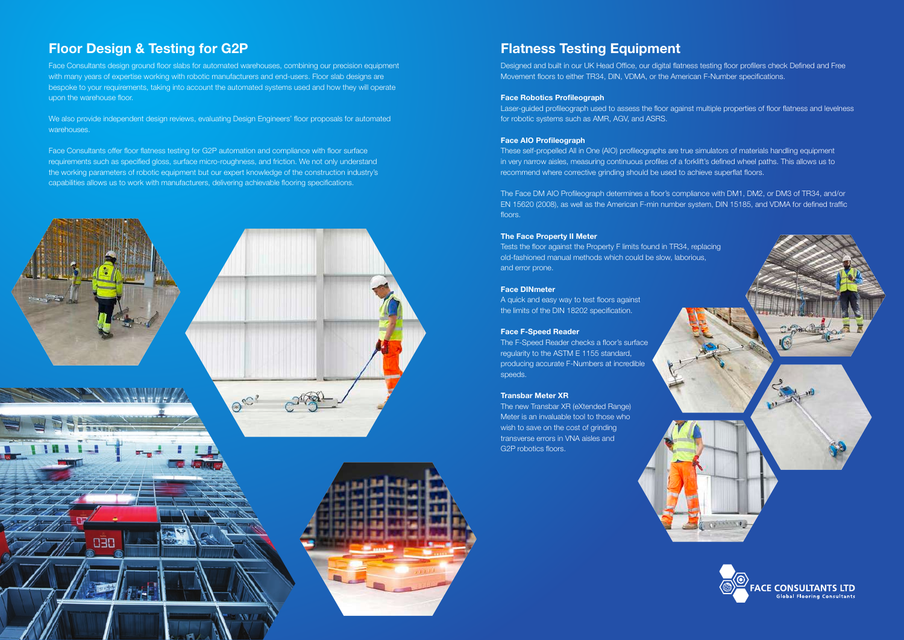## Floor Design & Testing for G2P

Face Consultants design ground floor slabs for automated warehouses, combining our precision equipment with many years of expertise working with robotic manufacturers and end-users. Floor slab designs are bespoke to your requirements, taking into account the automated systems used and how they will operate upon the warehouse floor.

We also provide independent design reviews, evaluating Design Engineers' floor proposals for automated warehouses.

Face Consultants offer floor flatness testing for G2P automation and compliance with floor surface requirements such as specified gloss, surface micro-roughness, and friction. We not only understand the working parameters of robotic equipment but our expert knowledge of the construction industry's capabilities allows us to work with manufacturers, delivering achievable flooring specifications.

## Flatness Testing Equipment

Designed and built in our UK Head Office, our digital flatness testing floor profilers check Defined and Free Movement floors to either TR34, DIN, VDMA, or the American F-Number specifications.

**Face Robotics Profileograph**

Laser-guided profileograph used to assess the floor against multiple properties of floor flatness and levelness for robotic systems such as AMR, AGV, and ASRS.

**Face AIO Profileograph**

These self-propelled All in One (AIO) profileographs are true simulators of materials handling equipment in very narrow aisles, measuring continuous profiles of a forklift's defined wheel paths. This allows us to recommend where corrective grinding should be used to achieve superflat floors.

The Face DM AIO Profileograph determines a floor's compliance with DM1, DM2, or DM3 of TR34, and/or EN 15620 (2008), as well as the American F-min number system, DIN 15185, and VDMA for defined traffic floors.

**The Face Property II Meter**

Tests the floor against the Property F limits found in TR34, replacing old-fashioned manual methods which could be slow, laborious, and error prone.

**Face DINmeter**

A quick and easy way to test floors against the limits of the DIN 18202 specification.

**Face F-Speed Reader**

The F-Speed Reader checks a floor's surface regularity to the ASTM E 1155 standard, producing accurate F-Numbers at incredible speeds.

**Transbar Meter XR**

The new Transbar XR (eXtended Range) Meter is an invaluable tool to those who wish to save on the cost of grinding transverse errors in VNA aisles and G2P robotics floors.

FACE CONSULTANTS LTD
Global Flooring Consultants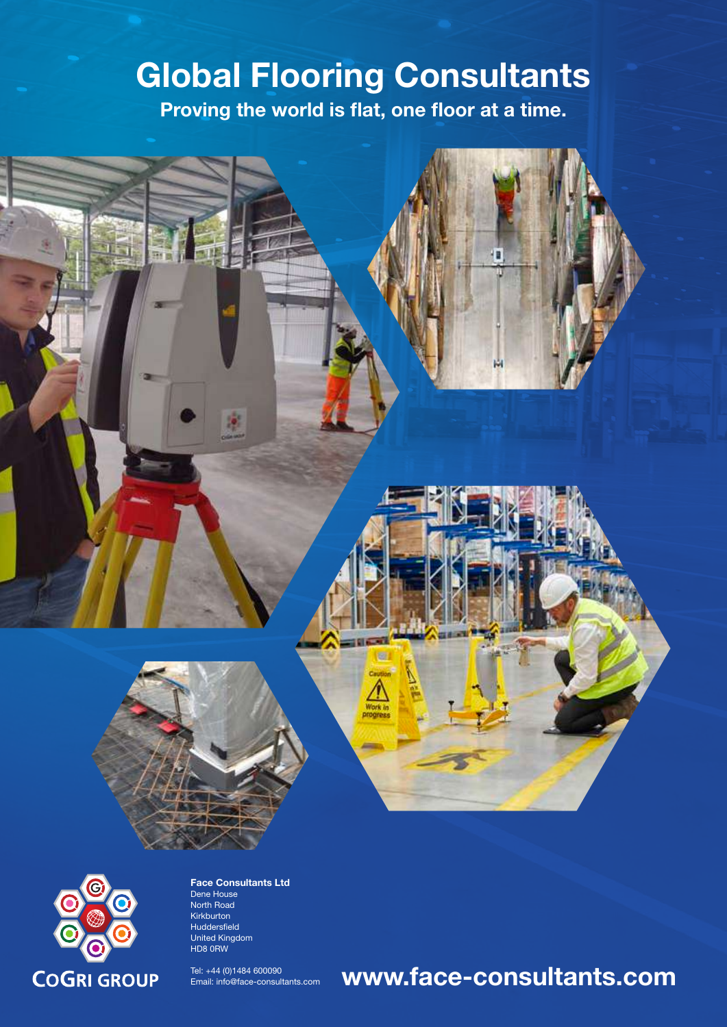# Global Flooring Consultants

**Proving the world is flat, one floor at a time.**

COGRI GROUP

**Face Consultants Ltd**
Dene House
North Road
Kirkburton
Huddersfield
United Kingdom
HD8 0RW

Tel: +44 (0)1484 600090
Email: info@face-consultants.com

**www.face-consultants.com**